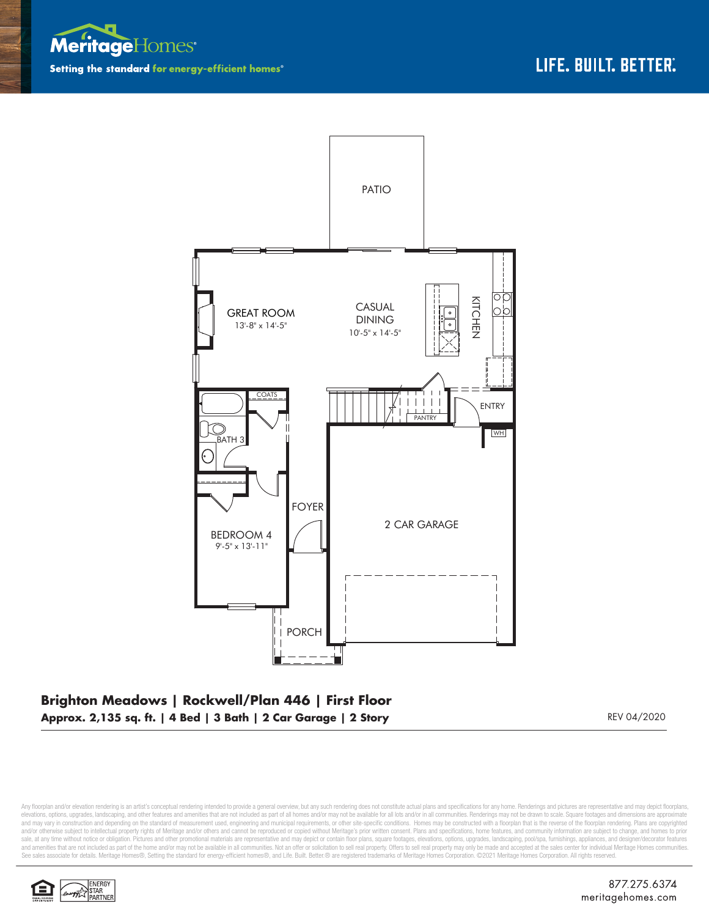Meritage Homes

Setting the standard for energy-efficient homes®

LIFE. BUILT. BETTER.®

PATIO

GREAT ROOM
13'-8" x 14'-5"

CASUAL DINING
10'-5" x 14'-5"

KITCHEN

COATS

BATH 3

PANTRY

ENTRY

WH

FOYER

2 CAR GARAGE

BEDROOM 4
9'-5" x 13'-11"

PORCH

**Brighton Meadows | Rockwell/Plan 446 | First Floor**

**Approx. 2,135 sq. ft. | 4 Bed | 3 Bath | 2 Car Garage | 2 Story**

REV 04/2020

Any floorplan and/or elevation rendering is an artist's conceptual rendering intended to provide a general overview, but any such rendering does not constitute actual plans and specifications for any home. Renderings and pictures are representative and may depict floorplans, elevations, options, upgrades, landscaping, and other features and amenities that are not included as part of all homes and/or may not be available for all lots and/or in all communities. Renderings may not be drawn to scale. Square footages and dimensions are approximate and may vary in construction and depending on the standard of measurement used, engineering and municipal requirements, or other site-specific conditions. Homes may be constructed with a floorplan that is the reverse of the floorplan rendering. Plans are copyrighted and/or otherwise subject to intellectual property rights of Meritage and/or others and cannot be reproduced or copied without Meritage's prior written consent. Plans and specifications, home features, and community information are subject to change, and homes to prior sale, at any time without notice or obligation. Pictures and other promotional materials are representative and may depict or contain floor plans, square footages, elevations, options, upgrades, landscaping, pool/spa, furnishings, appliances, and designer/decorator features and amenities that are not included as part of the home and/or may not be available in all communities. Not an offer or solicitation to sell real property. Offers to sell real property may only be made and accepted at the sales center for individual Meritage Homes communities. See sales associate for details. Meritage Homes®, Setting the standard for energy-efficient homes®, and Life. Built. Better.® are registered trademarks of Meritage Homes Corporation. ©2021 Meritage Homes Corporation. All rights reserved.

ENERGY STAR PARTNER

877.275.6374
meritagehomes.com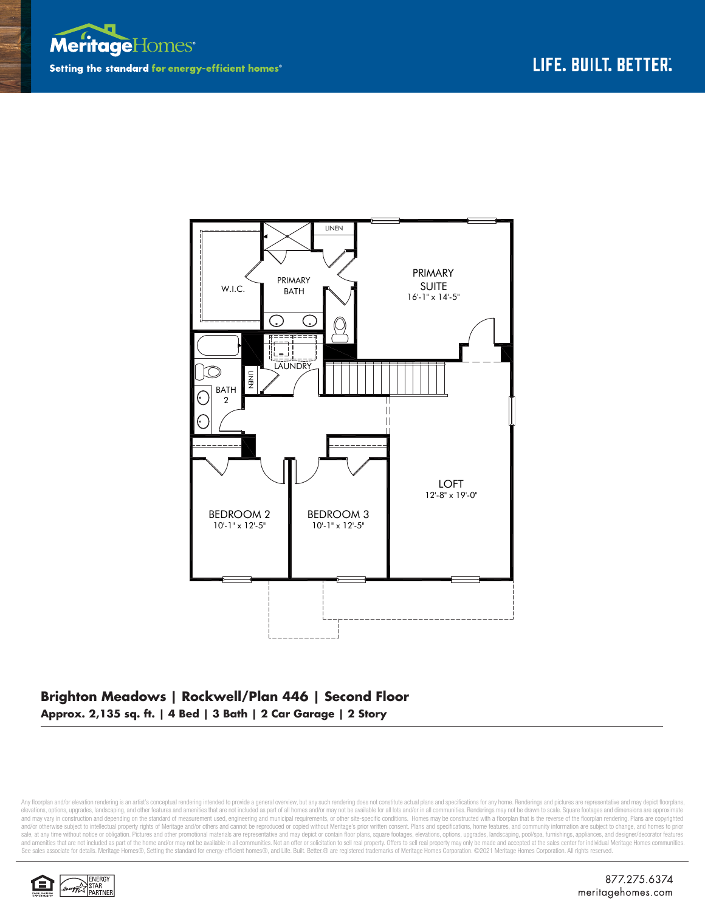MeritageHomes®

Setting the standard for energy-efficient homes®

LIFE. BUILT. BETTER.

LINEN

W.I.C.

PRIMARY BATH

PRIMARY SUITE
16'-1" x 14'-5"

LAUNDRY

LINEN

BATH 2

LOFT
12'-8" x 19'-0"

BEDROOM 2
10'-1" x 12'-5"

BEDROOM 3
10'-1" x 12'-5"

## Brighton Meadows | Rockwell/Plan 446 | Second Floor

**Approx. 2,135 sq. ft. | 4 Bed | 3 Bath | 2 Car Garage | 2 Story**

---

Any floorplan and/or elevation rendering is an artist's conceptual rendering intended to provide a general overview, but any such rendering does not constitute actual plans and specifications for any home. Renderings and pictures are representative and may depict floorplans, elevations, options, upgrades, landscaping, and other features and amenities that are not included as part of all homes and/or may not be available for all lots and/or in all communities. Renderings may not be drawn to scale. Square footages and dimensions are approximate and may vary in construction and depending on the standard of measurement used, engineering and municipal requirements, or other site-specific conditions. Homes may be constructed with a floorplan that is the reverse of the floorplan rendering. Plans are copyrighted and/or otherwise subject to intellectual property rights of Meritage and/or others and cannot be reproduced or copied without Meritage's prior written consent. Plans and specifications, home features, and community information are subject to change, and homes to prior sale, at any time without notice or obligation. Pictures and other promotional materials are representative and may depict or contain floor plans, square footages, elevations, options, upgrades, landscaping, pool/spa, furnishings, appliances, and designer/decorator features and amenities that are not included as part of the home and/or may not be available in all communities. Not an offer or solicitation to sell real property. Offers to sell real property may only be made and accepted at the sales center for individual Meritage Homes communities. See sales associate for details. Meritage Homes®, Setting the standard for energy-efficient homes®, and Life. Built. Better.® are registered trademarks of Meritage Homes Corporation. ©2021 Meritage Homes Corporation. All rights reserved.

ENERGY STAR PARTNER

877.275.6374
meritagehomes.com